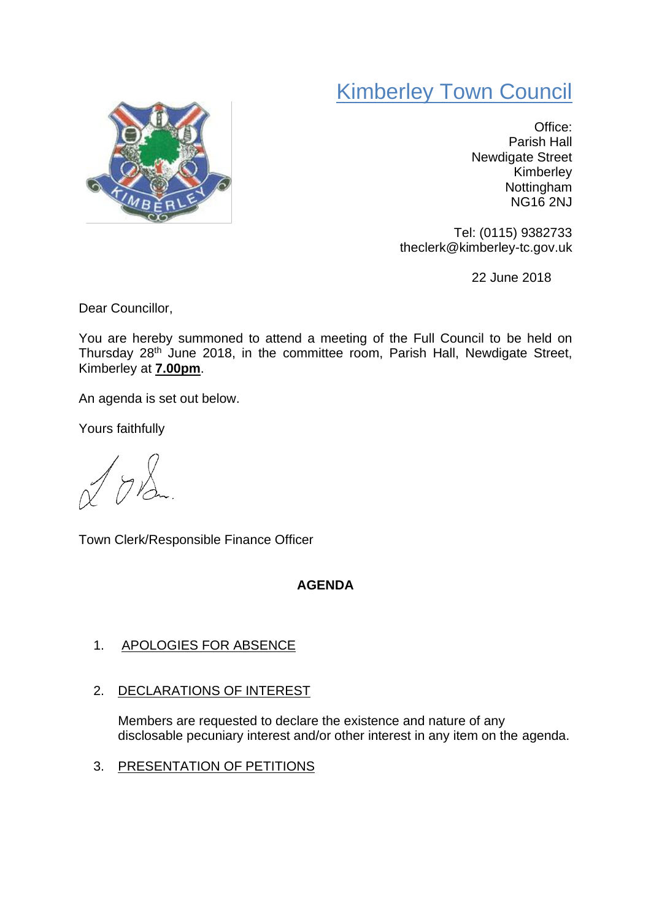# Kimberley Town Council

Office:
Parish Hall
Newdigate Street
Kimberley
Nottingham
NG16 2NJ

Tel: (0115) 9382733
theclerk@kimberley-tc.gov.uk

22 June 2018

Dear Councillor,

You are hereby summoned to attend a meeting of the Full Council to be held on Thursday 28th June 2018, in the committee room, Parish Hall, Newdigate Street, Kimberley at **7.00pm**.

An agenda is set out below.

Yours faithfully

Town Clerk/Responsible Finance Officer

## AGENDA

1. APOLOGIES FOR ABSENCE

2. DECLARATIONS OF INTEREST

   Members are requested to declare the existence and nature of any disclosable pecuniary interest and/or other interest in any item on the agenda.

3. PRESENTATION OF PETITIONS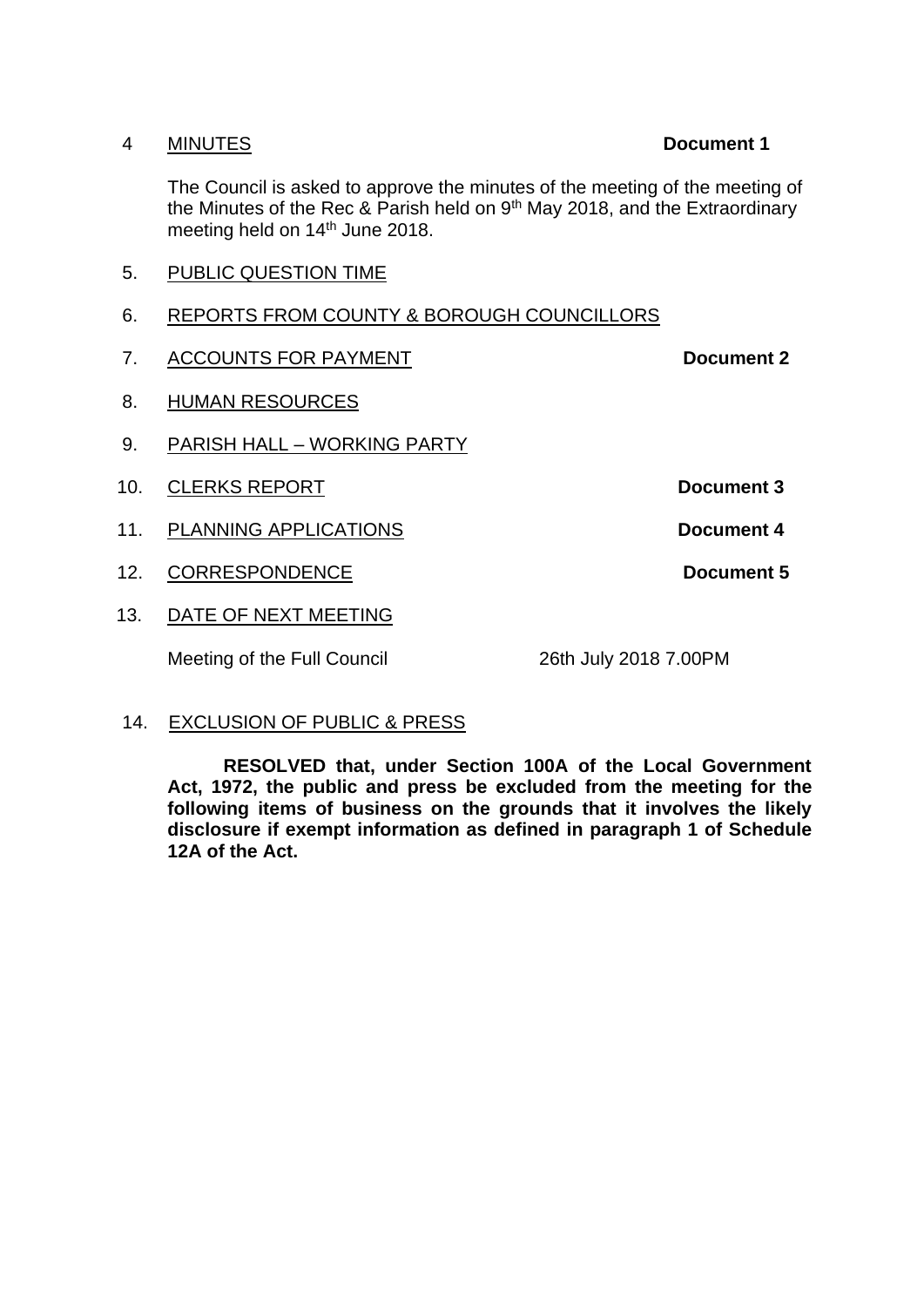4 <u>MINUTES</u> **Document 1**

The Council is asked to approve the minutes of the meeting of the meeting of the Minutes of the Rec & Parish held on 9th May 2018, and the Extraordinary meeting held on 14th June 2018.

5. <u>PUBLIC QUESTION TIME</u>

6. <u>REPORTS FROM COUNTY & BOROUGH COUNCILLORS</u>

7. <u>ACCOUNTS FOR PAYMENT</u> **Document 2**

8. <u>HUMAN RESOURCES</u>

9. <u>PARISH HALL – WORKING PARTY</u>

10. <u>CLERKS REPORT</u> **Document 3**

11. <u>PLANNING APPLICATIONS</u> **Document 4**

12. <u>CORRESPONDENCE</u> **Document 5**

13. <u>DATE OF NEXT MEETING</u>

Meeting of the Full Council 26th July 2018 7.00PM

14. <u>EXCLUSION OF PUBLIC & PRESS</u>

**RESOLVED that, under Section 100A of the Local Government Act, 1972, the public and press be excluded from the meeting for the following items of business on the grounds that it involves the likely disclosure if exempt information as defined in paragraph 1 of Schedule 12A of the Act.**